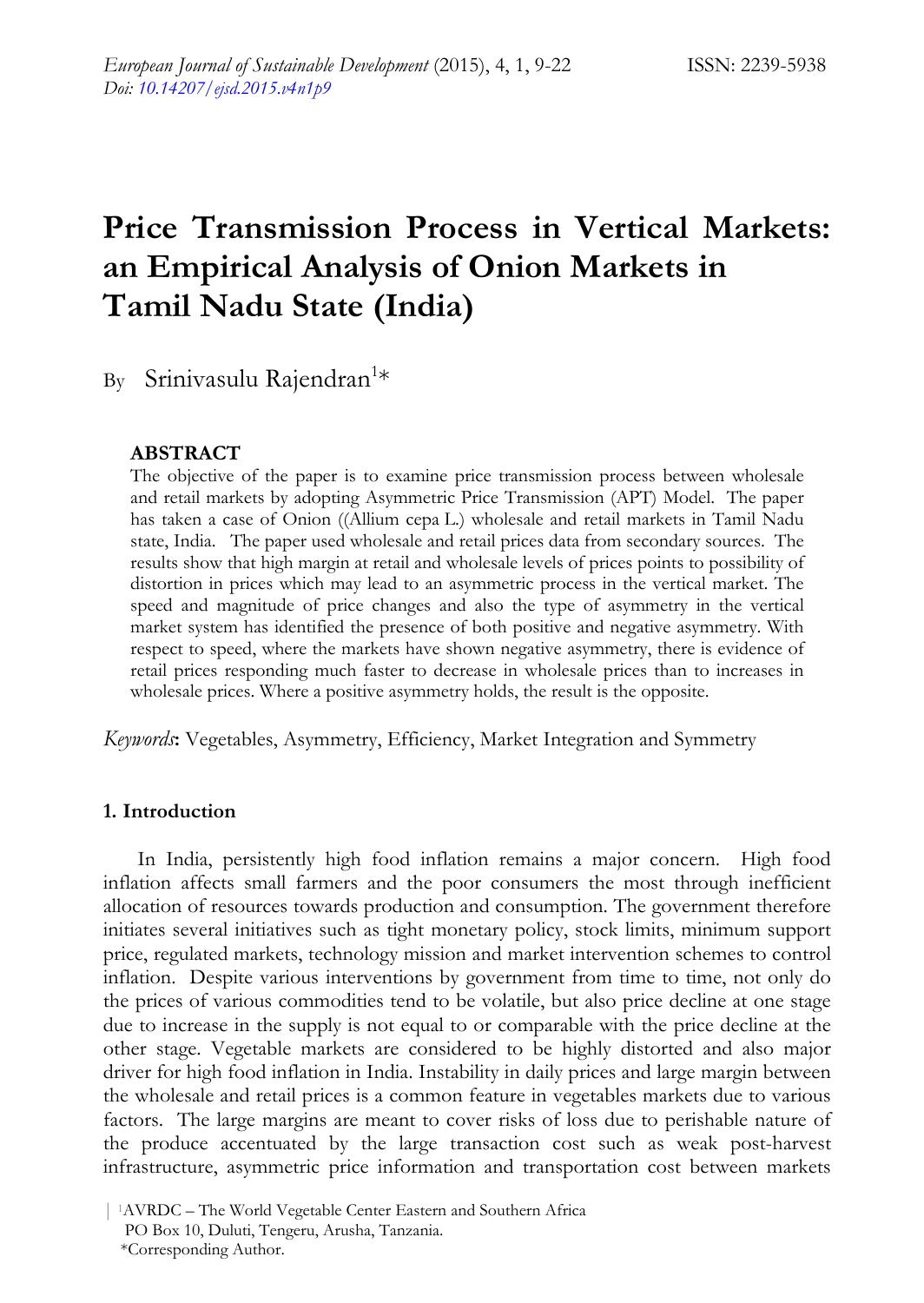// Price Transmission Process in Vertical Markets: an Empirical Analysis of Onion Markets in Tamil Nadu State (India)

By Srinivasulu Rajendran[1]*

## ABSTRACT

The objective of the paper is to examine price transmission process between wholesale and retail markets by adopting Asymmetric Price Transmission (APT) Model. The paper has taken a case of Onion ((Allium cepa L.) wholesale and retail markets in Tamil Nadu state, India. The paper used wholesale and retail prices data from secondary sources. The results show that high margin at retail and wholesale levels of prices points to possibility of distortion in prices which may lead to an asymmetric process in the vertical market. The speed and magnitude of price changes and also the type of asymmetry in the vertical market system has identified the presence of both positive and negative asymmetry. With respect to speed, where the markets have shown negative asymmetry, there is evidence of retail prices responding much faster to decrease in wholesale prices than to increases in wholesale prices. Where a positive asymmetry holds, the result is the opposite.

*Keywords*: Vegetables, Asymmetry, Efficiency, Market Integration and Symmetry

## 1. Introduction

In India, persistently high food inflation remains a major concern. High food inflation affects small farmers and the poor consumers the most through inefficient allocation of resources towards production and consumption. The government therefore initiates several initiatives such as tight monetary policy, stock limits, minimum support price, regulated markets, technology mission and market intervention schemes to control inflation. Despite various interventions by government from time to time, not only do the prices of various commodities tend to be volatile, but also price decline at one stage due to increase in the supply is not equal to or comparable with the price decline at the other stage. Vegetable markets are considered to be highly distorted and also major driver for high food inflation in India. Instability in daily prices and large margin between the wholesale and retail prices is a common feature in vegetables markets due to various factors. The large margins are meant to cover risks of loss due to perishable nature of the produce accentuated by the large transaction cost such as weak post-harvest infrastructure, asymmetric price information and transportation cost between markets

[1]AVRDC – The World Vegetable Center Eastern and Southern Africa
PO Box 10, Duluti, Tengeru, Arusha, Tanzania.
*Corresponding Author.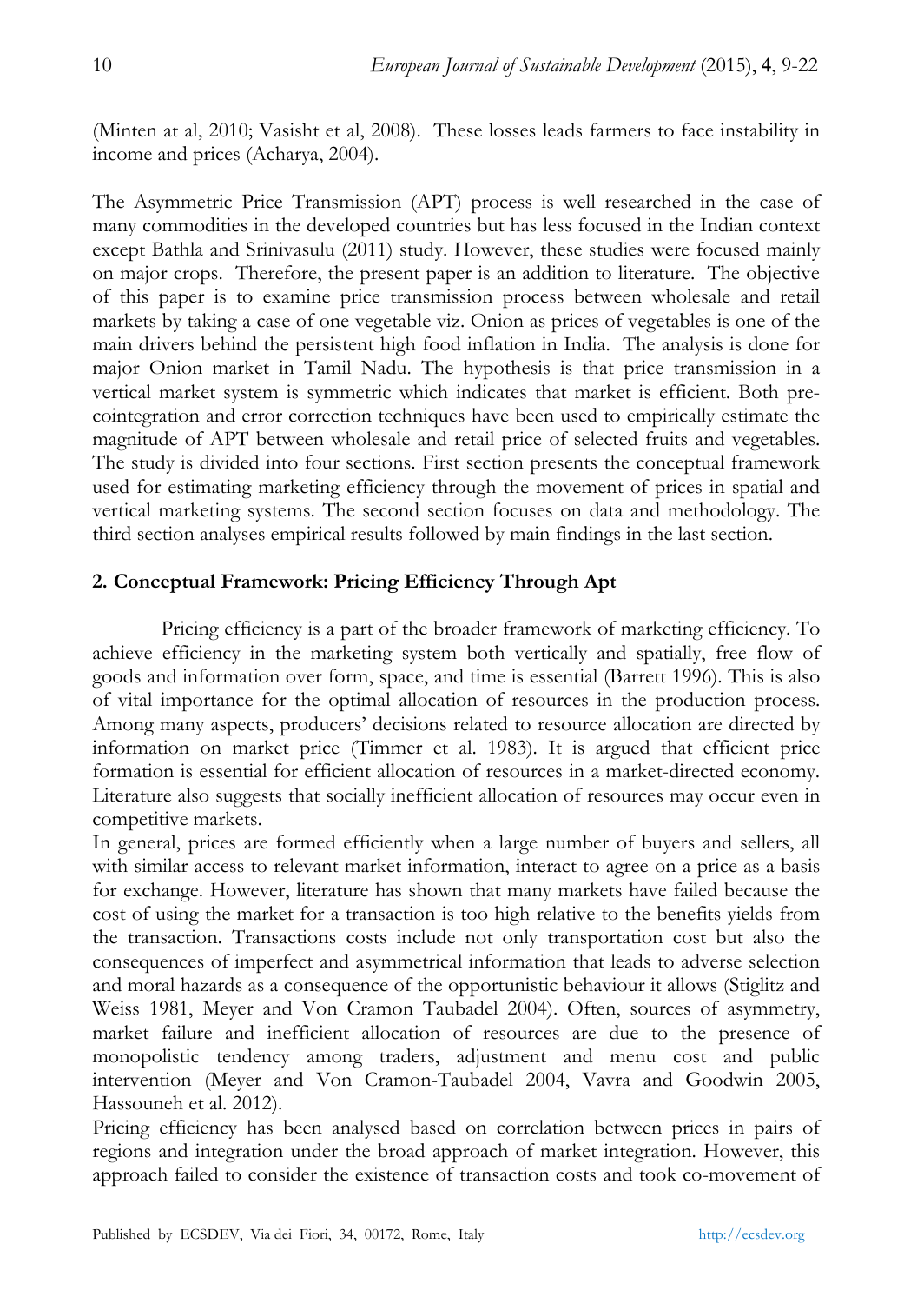(Minten at al, 2010; Vasisht et al, 2008). These losses leads farmers to face instability in income and prices (Acharya, 2004).

The Asymmetric Price Transmission (APT) process is well researched in the case of many commodities in the developed countries but has less focused in the Indian context except Bathla and Srinivasulu (2011) study. However, these studies were focused mainly on major crops. Therefore, the present paper is an addition to literature. The objective of this paper is to examine price transmission process between wholesale and retail markets by taking a case of one vegetable viz. Onion as prices of vegetables is one of the main drivers behind the persistent high food inflation in India. The analysis is done for major Onion market in Tamil Nadu. The hypothesis is that price transmission in a vertical market system is symmetric which indicates that market is efficient. Both pre-cointegration and error correction techniques have been used to empirically estimate the magnitude of APT between wholesale and retail price of selected fruits and vegetables. The study is divided into four sections. First section presents the conceptual framework used for estimating marketing efficiency through the movement of prices in spatial and vertical marketing systems. The second section focuses on data and methodology. The third section analyses empirical results followed by main findings in the last section.

## 2. Conceptual Framework: Pricing Efficiency Through Apt

Pricing efficiency is a part of the broader framework of marketing efficiency. To achieve efficiency in the marketing system both vertically and spatially, free flow of goods and information over form, space, and time is essential (Barrett 1996). This is also of vital importance for the optimal allocation of resources in the production process. Among many aspects, producers' decisions related to resource allocation are directed by information on market price (Timmer et al. 1983). It is argued that efficient price formation is essential for efficient allocation of resources in a market-directed economy. Literature also suggests that socially inefficient allocation of resources may occur even in competitive markets.

In general, prices are formed efficiently when a large number of buyers and sellers, all with similar access to relevant market information, interact to agree on a price as a basis for exchange. However, literature has shown that many markets have failed because the cost of using the market for a transaction is too high relative to the benefits yields from the transaction. Transactions costs include not only transportation cost but also the consequences of imperfect and asymmetrical information that leads to adverse selection and moral hazards as a consequence of the opportunistic behaviour it allows (Stiglitz and Weiss 1981, Meyer and Von Cramon Taubadel 2004). Often, sources of asymmetry, market failure and inefficient allocation of resources are due to the presence of monopolistic tendency among traders, adjustment and menu cost and public intervention (Meyer and Von Cramon-Taubadel 2004, Vavra and Goodwin 2005, Hassouneh et al. 2012).

Pricing efficiency has been analysed based on correlation between prices in pairs of regions and integration under the broad approach of market integration. However, this approach failed to consider the existence of transaction costs and took co-movement of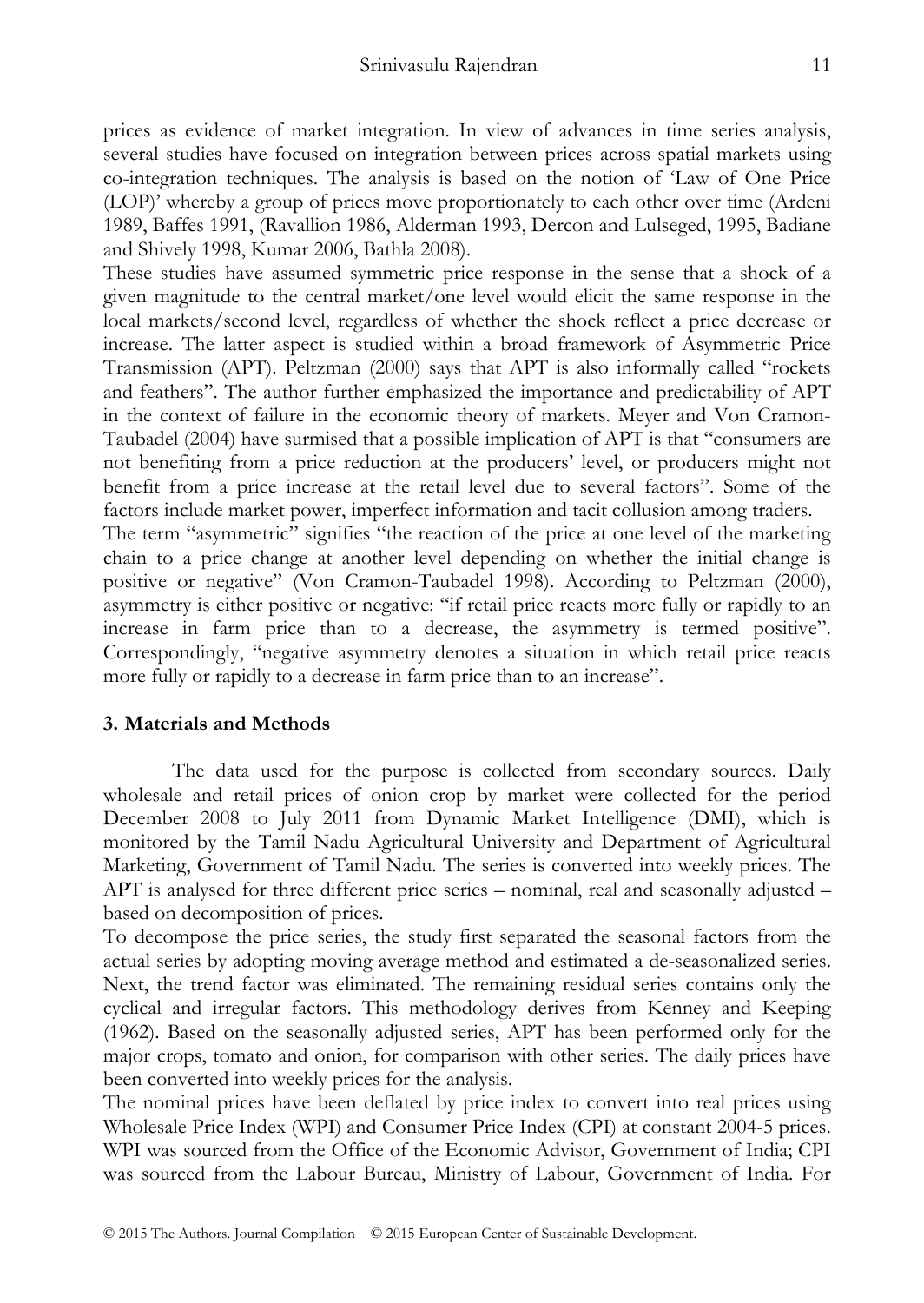prices as evidence of market integration. In view of advances in time series analysis, several studies have focused on integration between prices across spatial markets using co-integration techniques. The analysis is based on the notion of 'Law of One Price (LOP)' whereby a group of prices move proportionately to each other over time (Ardeni 1989, Baffes 1991, (Ravallion 1986, Alderman 1993, Dercon and Lulseged, 1995, Badiane and Shively 1998, Kumar 2006, Bathla 2008).

These studies have assumed symmetric price response in the sense that a shock of a given magnitude to the central market/one level would elicit the same response in the local markets/second level, regardless of whether the shock reflect a price decrease or increase. The latter aspect is studied within a broad framework of Asymmetric Price Transmission (APT). Peltzman (2000) says that APT is also informally called "rockets and feathers". The author further emphasized the importance and predictability of APT in the context of failure in the economic theory of markets. Meyer and Von Cramon-Taubadel (2004) have surmised that a possible implication of APT is that "consumers are not benefiting from a price reduction at the producers' level, or producers might not benefit from a price increase at the retail level due to several factors". Some of the factors include market power, imperfect information and tacit collusion among traders.

The term "asymmetric" signifies "the reaction of the price at one level of the marketing chain to a price change at another level depending on whether the initial change is positive or negative" (Von Cramon-Taubadel 1998). According to Peltzman (2000), asymmetry is either positive or negative: "if retail price reacts more fully or rapidly to an increase in farm price than to a decrease, the asymmetry is termed positive". Correspondingly, "negative asymmetry denotes a situation in which retail price reacts more fully or rapidly to a decrease in farm price than to an increase".

## 3. Materials and Methods

The data used for the purpose is collected from secondary sources. Daily wholesale and retail prices of onion crop by market were collected for the period December 2008 to July 2011 from Dynamic Market Intelligence (DMI), which is monitored by the Tamil Nadu Agricultural University and Department of Agricultural Marketing, Government of Tamil Nadu. The series is converted into weekly prices. The APT is analysed for three different price series – nominal, real and seasonally adjusted – based on decomposition of prices.

To decompose the price series, the study first separated the seasonal factors from the actual series by adopting moving average method and estimated a de-seasonalized series. Next, the trend factor was eliminated. The remaining residual series contains only the cyclical and irregular factors. This methodology derives from Kenney and Keeping (1962). Based on the seasonally adjusted series, APT has been performed only for the major crops, tomato and onion, for comparison with other series. The daily prices have been converted into weekly prices for the analysis.

The nominal prices have been deflated by price index to convert into real prices using Wholesale Price Index (WPI) and Consumer Price Index (CPI) at constant 2004-5 prices. WPI was sourced from the Office of the Economic Advisor, Government of India; CPI was sourced from the Labour Bureau, Ministry of Labour, Government of India. For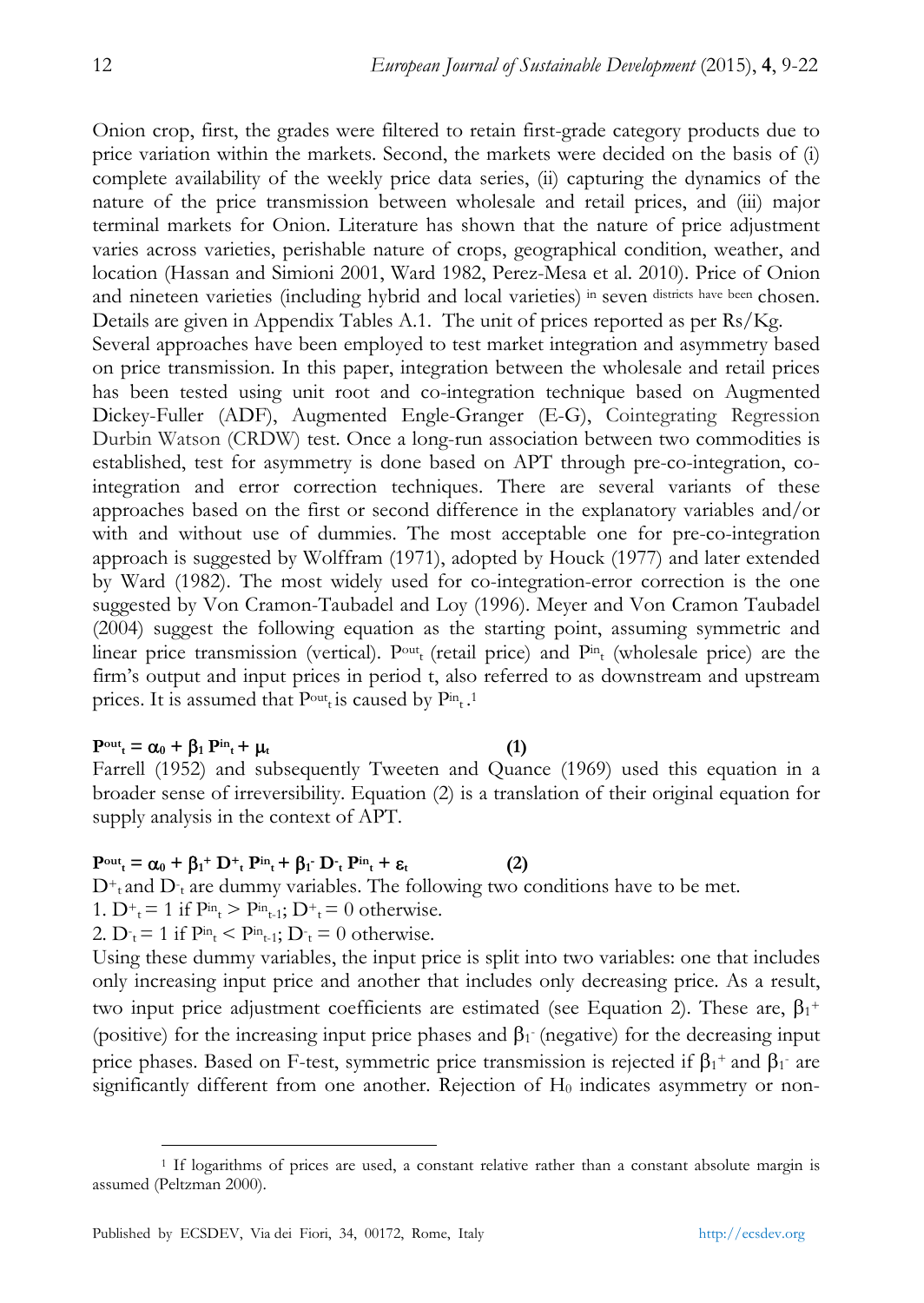Onion crop, first, the grades were filtered to retain first-grade category products due to price variation within the markets. Second, the markets were decided on the basis of (i) complete availability of the weekly price data series, (ii) capturing the dynamics of the nature of the price transmission between wholesale and retail prices, and (iii) major terminal markets for Onion. Literature has shown that the nature of price adjustment varies across varieties, perishable nature of crops, geographical condition, weather, and location (Hassan and Simioni 2001, Ward 1982, Perez-Mesa et al. 2010). Price of Onion and nineteen varieties (including hybrid and local varieties) in seven districts have been chosen. Details are given in Appendix Tables A.1. The unit of prices reported as per Rs/Kg.

Several approaches have been employed to test market integration and asymmetry based on price transmission. In this paper, integration between the wholesale and retail prices has been tested using unit root and co-integration technique based on Augmented Dickey-Fuller (ADF), Augmented Engle-Granger (E-G), Cointegrating Regression Durbin Watson (CRDW) test. Once a long-run association between two commodities is established, test for asymmetry is done based on APT through pre-co-integration, co-integration and error correction techniques. There are several variants of these approaches based on the first or second difference in the explanatory variables and/or with and without use of dummies. The most acceptable one for pre-co-integration approach is suggested by Wolffram (1971), adopted by Houck (1977) and later extended by Ward (1982). The most widely used for co-integration-error correction is the one suggested by Von Cramon-Taubadel and Loy (1996). Meyer and Von Cramon Taubadel (2004) suggest the following equation as the starting point, assuming symmetric and linear price transmission (vertical). $P^{out}_t$ (retail price) and $P^{in}_t$ (wholesale price) are the firm's output and input prices in period t, also referred to as downstream and upstream prices. It is assumed that $P^{out}_t$ is caused by $P^{in}_t$.[1]

$$P^{out}_t = \alpha_0 + \beta_1 P^{in}_t + \mu_t \qquad (1)$$

Farrell (1952) and subsequently Tweeten and Quance (1969) used this equation in a broader sense of irreversibility. Equation (2) is a translation of their original equation for supply analysis in the context of APT.

$$P^{out}_t = \alpha_0 + \beta_1^+ D^+_t P^{in}_t + \beta_1^- D^-_t P^{in}_t + \varepsilon_t \qquad (2)$$

$D^+_t$ and $D^-_t$ are dummy variables. The following two conditions have to be met.

1. $D^+_t = 1$ if $P^{in}_t > P^{in}_{t-1}$; $D^+_t = 0$ otherwise.
2. $D^-_t = 1$ if $P^{in}_t < P^{in}_{t-1}$; $D^-_t = 0$ otherwise.

Using these dummy variables, the input price is split into two variables: one that includes only increasing input price and another that includes only decreasing price. As a result, two input price adjustment coefficients are estimated (see Equation 2). These are, $\beta_1^+$ (positive) for the increasing input price phases and $\beta_1^-$ (negative) for the decreasing input price phases. Based on F-test, symmetric price transmission is rejected if $\beta_1^+$ and $\beta_1^-$ are significantly different from one another. Rejection of $H_0$ indicates asymmetry or non-

---

[1] If logarithms of prices are used, a constant relative rather than a constant absolute margin is assumed (Peltzman 2000).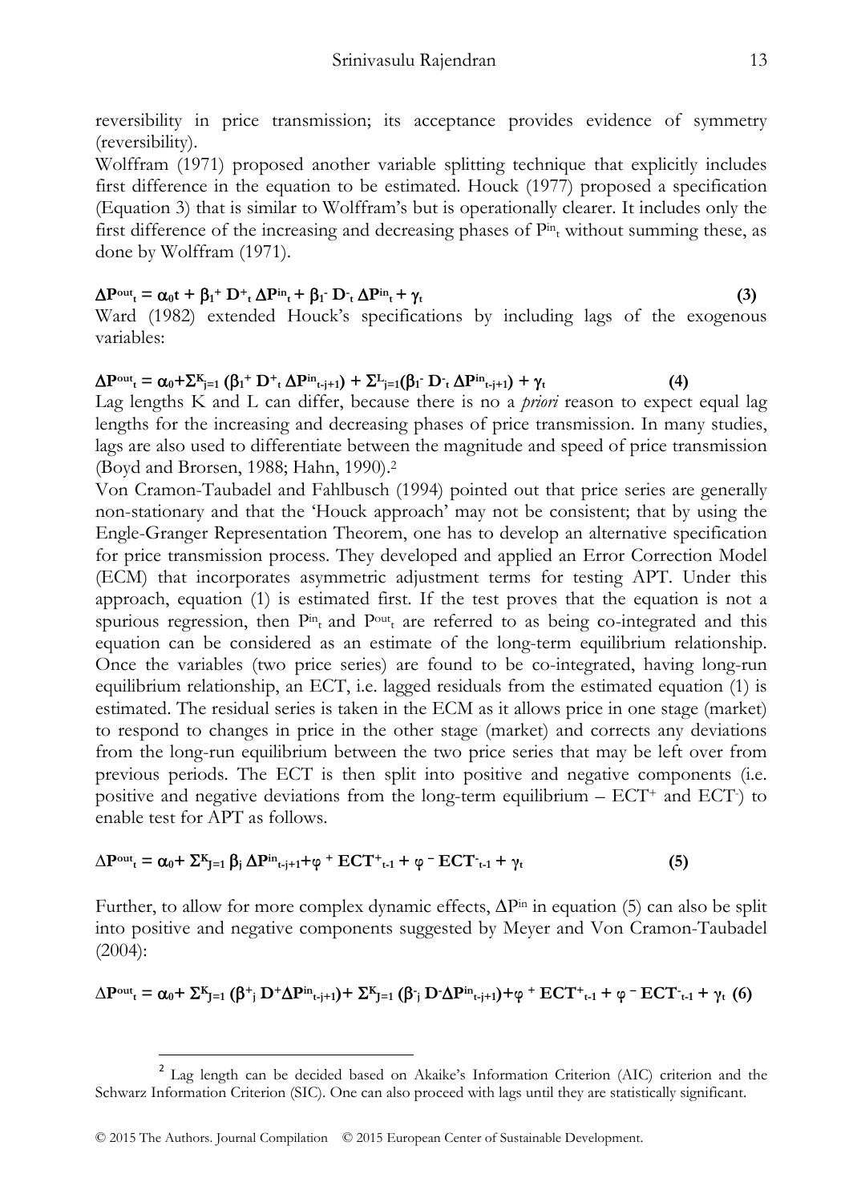reversibility in price transmission; its acceptance provides evidence of symmetry (reversibility).

Wolffram (1971) proposed another variable splitting technique that explicitly includes first difference in the equation to be estimated. Houck (1977) proposed a specification (Equation 3) that is similar to Wolffram's but is operationally clearer. It includes only the first difference of the increasing and decreasing phases of $P^{in}_t$ without summing these, as done by Wolffram (1971).

$$\Delta P^{out}_t = \alpha_0 t + \beta_1^+ D^+_t \Delta P^{in}_t + \beta_1^- D^-_t \Delta P^{in}_t + \gamma_t \quad (3)$$

Ward (1982) extended Houck's specifications by including lags of the exogenous variables:

$$\Delta P^{out}_t = \alpha_0 + \Sigma^K_{j=1} (\beta_1^+ D^+_t \Delta P^{in}_{t-j+1}) + \Sigma^L_{j=1}(\beta_1^- D^-_t \Delta P^{in}_{t-j+1}) + \gamma_t \quad (4)$$

Lag lengths K and L can differ, because there is no a *priori* reason to expect equal lag lengths for the increasing and decreasing phases of price transmission. In many studies, lags are also used to differentiate between the magnitude and speed of price transmission (Boyd and Brorsen, 1988; Hahn, 1990).[2]

Von Cramon-Taubadel and Fahlbusch (1994) pointed out that price series are generally non-stationary and that the 'Houck approach' may not be consistent; that by using the Engle-Granger Representation Theorem, one has to develop an alternative specification for price transmission process. They developed and applied an Error Correction Model (ECM) that incorporates asymmetric adjustment terms for testing APT. Under this approach, equation (1) is estimated first. If the test proves that the equation is not a spurious regression, then $P^{in}_t$ and $P^{out}_t$ are referred to as being co-integrated and this equation can be considered as an estimate of the long-term equilibrium relationship. Once the variables (two price series) are found to be co-integrated, having long-run equilibrium relationship, an ECT, i.e. lagged residuals from the estimated equation (1) is estimated. The residual series is taken in the ECM as it allows price in one stage (market) to respond to changes in price in the other stage (market) and corrects any deviations from the long-run equilibrium between the two price series that may be left over from previous periods. The ECT is then split into positive and negative components (i.e. positive and negative deviations from the long-term equilibrium – $ECT^+$ and $ECT^-$) to enable test for APT as follows.

$$\Delta P^{out}_t = \alpha_0 + \Sigma^K_{J=1} \beta_j \Delta P^{in}_{t-j+1} + \varphi^+ ECT^+_{t-1} + \varphi^- ECT^-_{t-1} + \gamma_t \quad (5)$$

Further, to allow for more complex dynamic effects, $\Delta P^{in}$ in equation (5) can also be split into positive and negative components suggested by Meyer and Von Cramon-Taubadel (2004):

$$\Delta P^{out}_t = \alpha_0 + \Sigma^K_{J=1} (\beta^+_j D^+ \Delta P^{in}_{t-j+1}) + \Sigma^K_{J=1} (\beta^-_j D^- \Delta P^{in}_{t-j+1}) + \varphi^+ ECT^+_{t-1} + \varphi^- ECT^-_{t-1} + \gamma_t \quad (6)$$

[2] Lag length can be decided based on Akaike's Information Criterion (AIC) criterion and the Schwarz Information Criterion (SIC). One can also proceed with lags until they are statistically significant.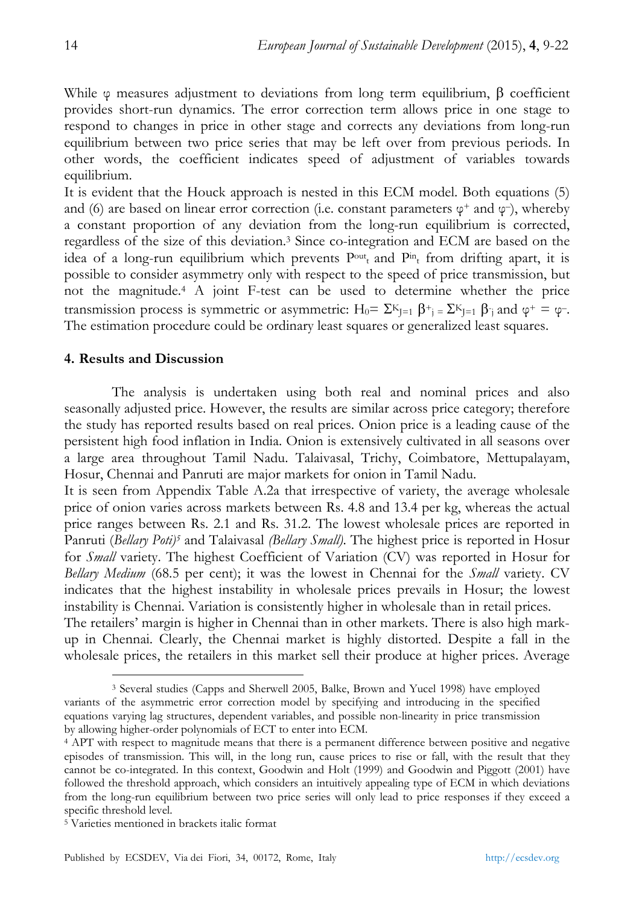While $\varphi$ measures adjustment to deviations from long term equilibrium, $\beta$ coefficient provides short-run dynamics. The error correction term allows price in one stage to respond to changes in price in other stage and corrects any deviations from long-run equilibrium between two price series that may be left over from previous periods. In other words, the coefficient indicates speed of adjustment of variables towards equilibrium.

It is evident that the Houck approach is nested in this ECM model. Both equations (5) and (6) are based on linear error correction (i.e. constant parameters $\varphi^+$ and $\varphi^-$), whereby a constant proportion of any deviation from the long-run equilibrium is corrected, regardless of the size of this deviation.[3] Since co-integration and ECM are based on the idea of a long-run equilibrium which prevents $P^{out}_t$ and $P^{in}_t$ from drifting apart, it is possible to consider asymmetry only with respect to the speed of price transmission, but not the magnitude.[4] A joint F-test can be used to determine whether the price transmission process is symmetric or asymmetric: $H_0 = \Sigma^K_{J=1} \beta^+_j = \Sigma^K_{J=1} \beta^-_j$ and $\varphi^+ = \varphi^-$. The estimation procedure could be ordinary least squares or generalized least squares.

## 4. Results and Discussion

The analysis is undertaken using both real and nominal prices and also seasonally adjusted price. However, the results are similar across price category; therefore the study has reported results based on real prices. Onion price is a leading cause of the persistent high food inflation in India. Onion is extensively cultivated in all seasons over a large area throughout Tamil Nadu. Talaivasal, Trichy, Coimbatore, Mettupalayam, Hosur, Chennai and Panruti are major markets for onion in Tamil Nadu.

It is seen from Appendix Table A.2a that irrespective of variety, the average wholesale price of onion varies across markets between Rs. 4.8 and 13.4 per kg, whereas the actual price ranges between Rs. 2.1 and Rs. 31.2. The lowest wholesale prices are reported in Panruti (*Bellary Poti*)[5] and Talaivasal *(Bellary Small)*. The highest price is reported in Hosur for *Small* variety. The highest Coefficient of Variation (CV) was reported in Hosur for *Bellary Medium* (68.5 per cent); it was the lowest in Chennai for the *Small* variety. CV indicates that the highest instability in wholesale prices prevails in Hosur; the lowest instability is Chennai. Variation is consistently higher in wholesale than in retail prices.

The retailers' margin is higher in Chennai than in other markets. There is also high mark-up in Chennai. Clearly, the Chennai market is highly distorted. Despite a fall in the wholesale prices, the retailers in this market sell their produce at higher prices. Average

---

[3] Several studies (Capps and Sherwell 2005, Balke, Brown and Yucel 1998) have employed variants of the asymmetric error correction model by specifying and introducing in the specified equations varying lag structures, dependent variables, and possible non-linearity in price transmission by allowing higher-order polynomials of ECT to enter into ECM.

[4] APT with respect to magnitude means that there is a permanent difference between positive and negative episodes of transmission. This will, in the long run, cause prices to rise or fall, with the result that they cannot be co-integrated. In this context, Goodwin and Holt (1999) and Goodwin and Piggott (2001) have followed the threshold approach, which considers an intuitively appealing type of ECM in which deviations from the long-run equilibrium between two price series will only lead to price responses if they exceed a specific threshold level.

[5] Varieties mentioned in brackets italic format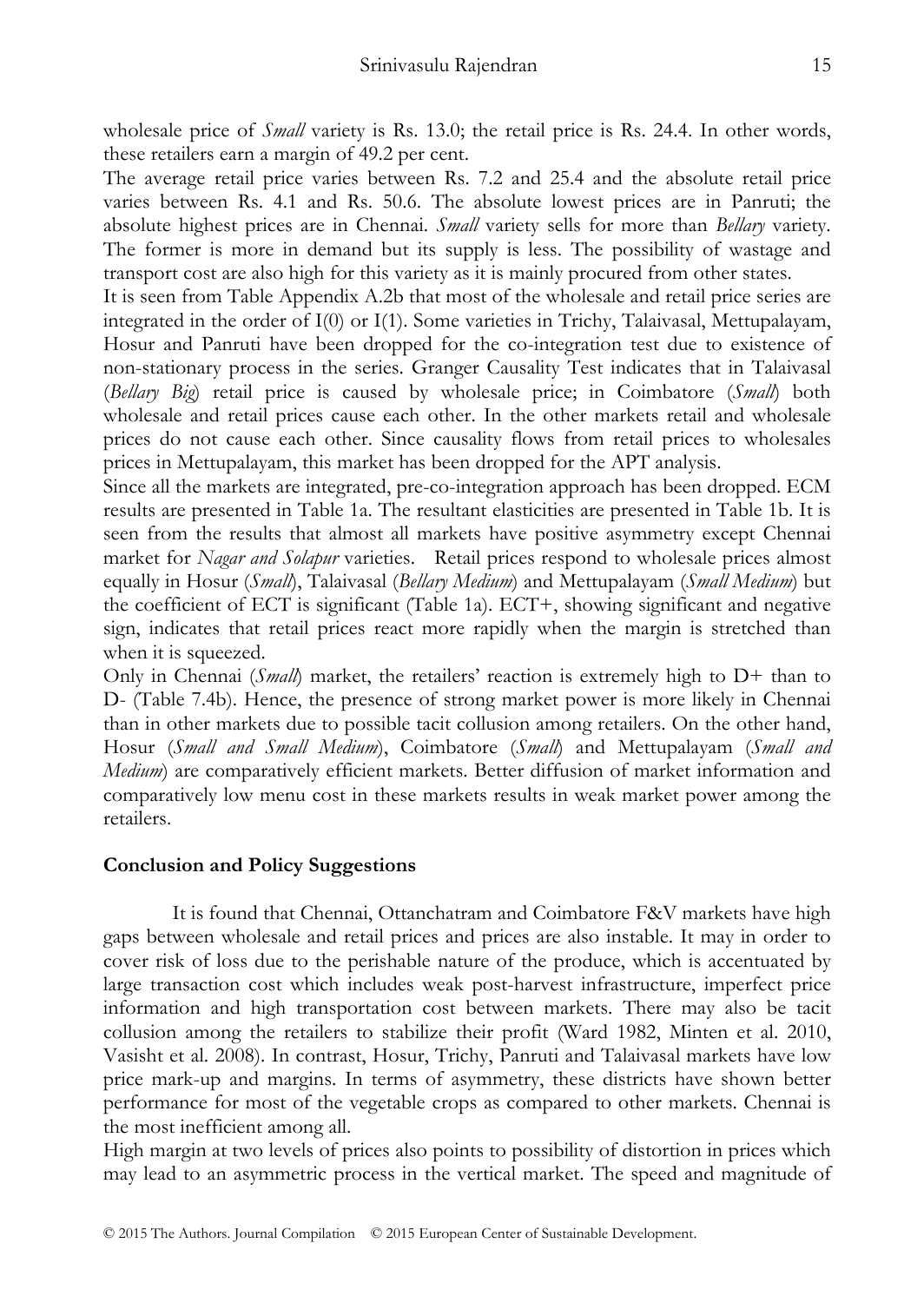wholesale price of *Small* variety is Rs. 13.0; the retail price is Rs. 24.4. In other words, these retailers earn a margin of 49.2 per cent.

The average retail price varies between Rs. 7.2 and 25.4 and the absolute retail price varies between Rs. 4.1 and Rs. 50.6. The absolute lowest prices are in Panruti; the absolute highest prices are in Chennai. *Small* variety sells for more than *Bellary* variety. The former is more in demand but its supply is less. The possibility of wastage and transport cost are also high for this variety as it is mainly procured from other states.

It is seen from Table Appendix A.2b that most of the wholesale and retail price series are integrated in the order of I(0) or I(1). Some varieties in Trichy, Talaivasal, Mettupalayam, Hosur and Panruti have been dropped for the co-integration test due to existence of non-stationary process in the series. Granger Causality Test indicates that in Talaivasal (*Bellary Big*) retail price is caused by wholesale price; in Coimbatore (*Small*) both wholesale and retail prices cause each other. In the other markets retail and wholesale prices do not cause each other. Since causality flows from retail prices to wholesales prices in Mettupalayam, this market has been dropped for the APT analysis.

Since all the markets are integrated, pre-co-integration approach has been dropped. ECM results are presented in Table 1a. The resultant elasticities are presented in Table 1b. It is seen from the results that almost all markets have positive asymmetry except Chennai market for *Nagar and Solapur* varieties. Retail prices respond to wholesale prices almost equally in Hosur (*Small*), Talaivasal (*Bellary Medium*) and Mettupalayam (*Small Medium*) but the coefficient of ECT is significant (Table 1a). ECT+, showing significant and negative sign, indicates that retail prices react more rapidly when the margin is stretched than when it is squeezed.

Only in Chennai (*Small*) market, the retailers' reaction is extremely high to D+ than to D- (Table 7.4b). Hence, the presence of strong market power is more likely in Chennai than in other markets due to possible tacit collusion among retailers. On the other hand, Hosur (*Small and Small Medium*), Coimbatore (*Small*) and Mettupalayam (*Small and Medium*) are comparatively efficient markets. Better diffusion of market information and comparatively low menu cost in these markets results in weak market power among the retailers.

## Conclusion and Policy Suggestions

It is found that Chennai, Ottanchatram and Coimbatore F&V markets have high gaps between wholesale and retail prices and prices are also instable. It may in order to cover risk of loss due to the perishable nature of the produce, which is accentuated by large transaction cost which includes weak post-harvest infrastructure, imperfect price information and high transportation cost between markets. There may also be tacit collusion among the retailers to stabilize their profit (Ward 1982, Minten et al. 2010, Vasisht et al. 2008). In contrast, Hosur, Trichy, Panruti and Talaivasal markets have low price mark-up and margins. In terms of asymmetry, these districts have shown better performance for most of the vegetable crops as compared to other markets. Chennai is the most inefficient among all.

High margin at two levels of prices also points to possibility of distortion in prices which may lead to an asymmetric process in the vertical market. The speed and magnitude of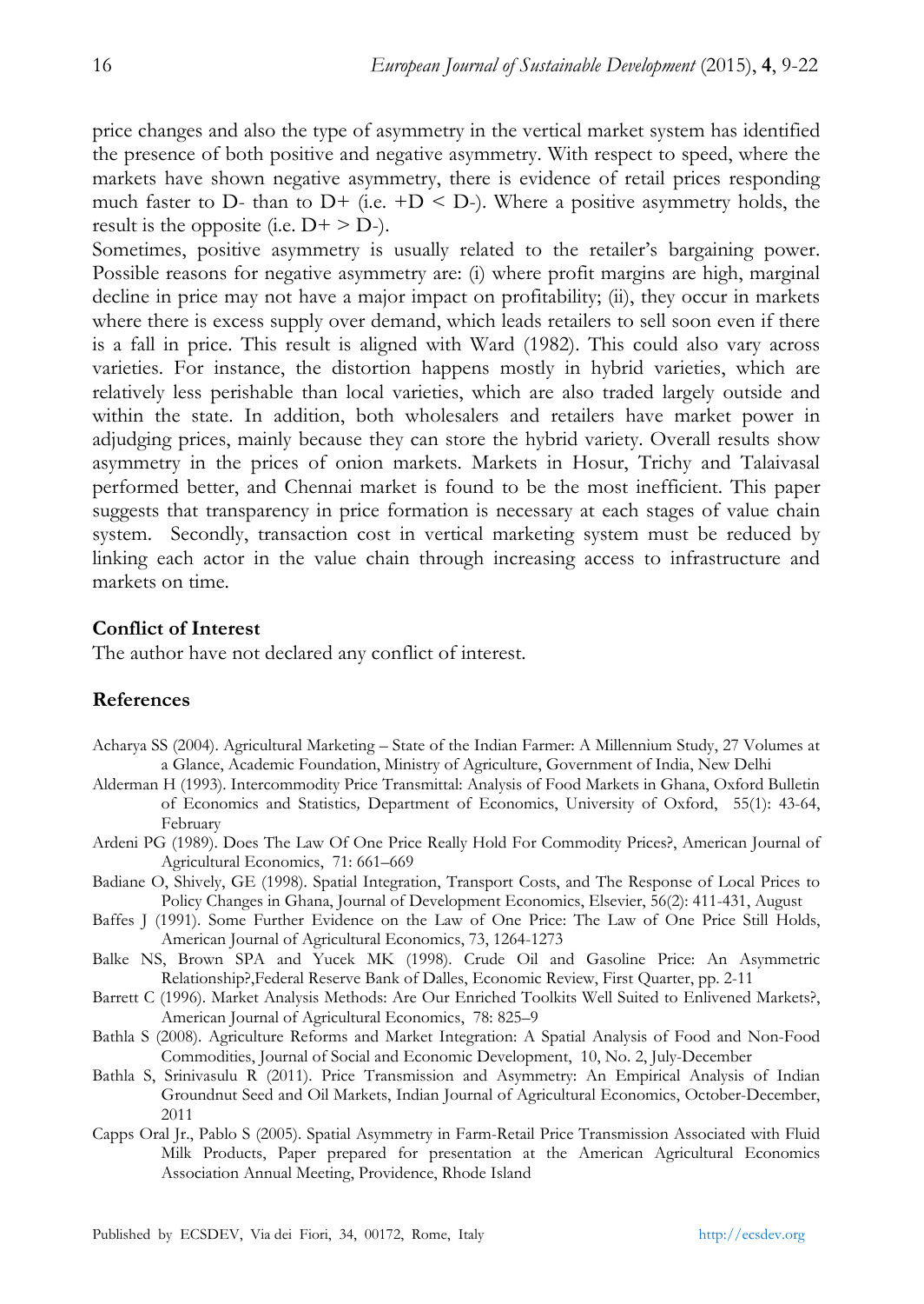price changes and also the type of asymmetry in the vertical market system has identified the presence of both positive and negative asymmetry. With respect to speed, where the markets have shown negative asymmetry, there is evidence of retail prices responding much faster to D- than to D+ (i.e. +D < D-). Where a positive asymmetry holds, the result is the opposite (i.e. D+ > D-).

Sometimes, positive asymmetry is usually related to the retailer's bargaining power. Possible reasons for negative asymmetry are: (i) where profit margins are high, marginal decline in price may not have a major impact on profitability; (ii), they occur in markets where there is excess supply over demand, which leads retailers to sell soon even if there is a fall in price. This result is aligned with Ward (1982). This could also vary across varieties. For instance, the distortion happens mostly in hybrid varieties, which are relatively less perishable than local varieties, which are also traded largely outside and within the state. In addition, both wholesalers and retailers have market power in adjudging prices, mainly because they can store the hybrid variety. Overall results show asymmetry in the prices of onion markets. Markets in Hosur, Trichy and Talaivasal performed better, and Chennai market is found to be the most inefficient. This paper suggests that transparency in price formation is necessary at each stages of value chain system. Secondly, transaction cost in vertical marketing system must be reduced by linking each actor in the value chain through increasing access to infrastructure and markets on time.

## Conflict of Interest

The author have not declared any conflict of interest.

## References

Acharya SS (2004). Agricultural Marketing – State of the Indian Farmer: A Millennium Study, 27 Volumes at a Glance, Academic Foundation, Ministry of Agriculture, Government of India, New Delhi

Alderman H (1993). Intercommodity Price Transmittal: Analysis of Food Markets in Ghana, Oxford Bulletin of Economics and Statistics*,* Department of Economics, University of Oxford, 55(1): 43-64, February

Ardeni PG (1989). Does The Law Of One Price Really Hold For Commodity Prices?, American Journal of Agricultural Economics, 71: 661–669

Badiane O, Shively, GE (1998). Spatial Integration, Transport Costs, and The Response of Local Prices to Policy Changes in Ghana, Journal of Development Economics, Elsevier, 56(2): 411-431, August

Baffes J (1991). Some Further Evidence on the Law of One Price: The Law of One Price Still Holds, American Journal of Agricultural Economics, 73, 1264-1273

Balke NS, Brown SPA and Yucek MK (1998). Crude Oil and Gasoline Price: An Asymmetric Relationship?,Federal Reserve Bank of Dalles, Economic Review, First Quarter, pp. 2-11

Barrett C (1996). Market Analysis Methods: Are Our Enriched Toolkits Well Suited to Enlivened Markets?, American Journal of Agricultural Economics, 78: 825–9

Bathla S (2008). Agriculture Reforms and Market Integration: A Spatial Analysis of Food and Non-Food Commodities, Journal of Social and Economic Development, 10, No. 2, July-December

Bathla S, Srinivasulu R (2011). Price Transmission and Asymmetry: An Empirical Analysis of Indian Groundnut Seed and Oil Markets, Indian Journal of Agricultural Economics, October-December, 2011

Capps Oral Jr., Pablo S (2005). Spatial Asymmetry in Farm-Retail Price Transmission Associated with Fluid Milk Products, Paper prepared for presentation at the American Agricultural Economics Association Annual Meeting, Providence, Rhode Island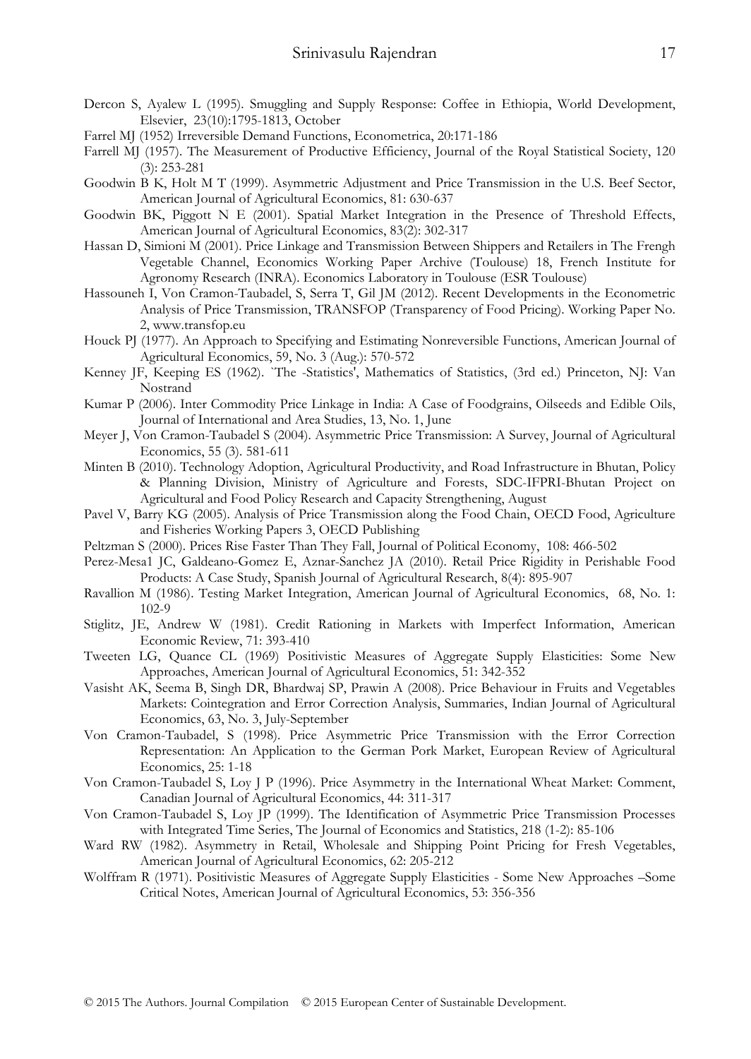Dercon S, Ayalew L (1995). Smuggling and Supply Response: Coffee in Ethiopia, World Development, Elsevier, 23(10):1795-1813, October

Farrel MJ (1952) Irreversible Demand Functions, Econometrica, 20:171-186

Farrell MJ (1957). The Measurement of Productive Efficiency, Journal of the Royal Statistical Society, 120 (3): 253-281

Goodwin B K, Holt M T (1999). Asymmetric Adjustment and Price Transmission in the U.S. Beef Sector, American Journal of Agricultural Economics, 81: 630-637

Goodwin BK, Piggott N E (2001). Spatial Market Integration in the Presence of Threshold Effects, American Journal of Agricultural Economics, 83(2): 302-317

Hassan D, Simioni M (2001). Price Linkage and Transmission Between Shippers and Retailers in The Frengh Vegetable Channel, Economics Working Paper Archive (Toulouse) 18, French Institute for Agronomy Research (INRA). Economics Laboratory in Toulouse (ESR Toulouse)

Hassouneh I, Von Cramon-Taubadel, S, Serra T, Gil JM (2012). Recent Developments in the Econometric Analysis of Price Transmission, TRANSFOP (Transparency of Food Pricing). Working Paper No. 2, www.transfop.eu

Houck PJ (1977). An Approach to Specifying and Estimating Nonreversible Functions, American Journal of Agricultural Economics, 59, No. 3 (Aug.): 570-572

Kenney JF, Keeping ES (1962). `The -Statistics', Mathematics of Statistics, (3rd ed.) Princeton, NJ: Van Nostrand

Kumar P (2006). Inter Commodity Price Linkage in India: A Case of Foodgrains, Oilseeds and Edible Oils, Journal of International and Area Studies, 13, No. 1, June

Meyer J, Von Cramon-Taubadel S (2004). Asymmetric Price Transmission: A Survey, Journal of Agricultural Economics, 55 (3). 581-611

Minten B (2010). Technology Adoption, Agricultural Productivity, and Road Infrastructure in Bhutan, Policy & Planning Division, Ministry of Agriculture and Forests, SDC-IFPRI-Bhutan Project on Agricultural and Food Policy Research and Capacity Strengthening, August

Pavel V, Barry KG (2005). Analysis of Price Transmission along the Food Chain, OECD Food, Agriculture and Fisheries Working Papers 3, OECD Publishing

Peltzman S (2000). Prices Rise Faster Than They Fall, Journal of Political Economy, 108: 466-502

Perez-Mesa1 JC, Galdeano-Gomez E, Aznar-Sanchez JA (2010). Retail Price Rigidity in Perishable Food Products: A Case Study, Spanish Journal of Agricultural Research, 8(4): 895-907

Ravallion M (1986). Testing Market Integration, American Journal of Agricultural Economics, 68, No. 1: 102-9

Stiglitz, JE, Andrew W (1981). Credit Rationing in Markets with Imperfect Information, American Economic Review, 71: 393-410

Tweeten LG, Quance CL (1969) Positivistic Measures of Aggregate Supply Elasticities: Some New Approaches, American Journal of Agricultural Economics, 51: 342-352

Vasisht AK, Seema B, Singh DR, Bhardwaj SP, Prawin A (2008). Price Behaviour in Fruits and Vegetables Markets: Cointegration and Error Correction Analysis, Summaries, Indian Journal of Agricultural Economics, 63, No. 3, July-September

Von Cramon-Taubadel, S (1998). Price Asymmetric Price Transmission with the Error Correction Representation: An Application to the German Pork Market, European Review of Agricultural Economics, 25: 1-18

Von Cramon-Taubadel S, Loy J P (1996). Price Asymmetry in the International Wheat Market: Comment, Canadian Journal of Agricultural Economics, 44: 311-317

Von Cramon-Taubadel S, Loy JP (1999). The Identification of Asymmetric Price Transmission Processes with Integrated Time Series, The Journal of Economics and Statistics, 218 (1-2): 85-106

Ward RW (1982). Asymmetry in Retail, Wholesale and Shipping Point Pricing for Fresh Vegetables, American Journal of Agricultural Economics, 62: 205-212

Wolffram R (1971). Positivistic Measures of Aggregate Supply Elasticities - Some New Approaches –Some Critical Notes, American Journal of Agricultural Economics, 53: 356-356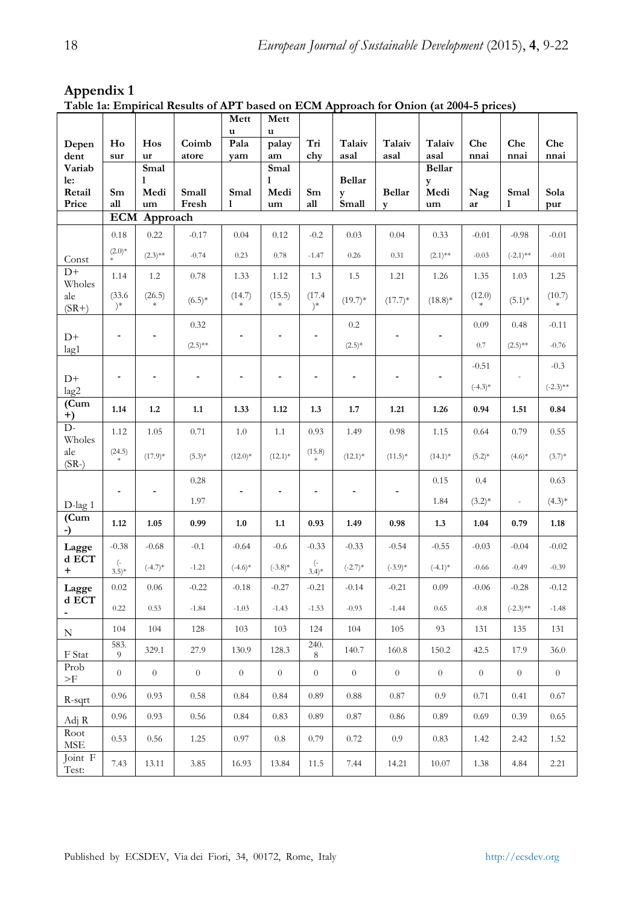## Appendix 1

**Table 1a: Empirical Results of APT based on ECM Approach for Onion (at 2004-5 prices)**

| Dependent Variable: Retail Price | Hosur | Hosur | Coimbatore | Mettupalayam | Mettupalayam | Trichy | Talaivasal | Talaivasal | Talaivasal | Chennai | Chennai | Chennai |
|---|---|---|---|---|---|---|---|---|---|---|---|---|
| | Small | Small Medium | Small Fresh | Small | Small Medium | Small | Bellary Small | Bellary | Bellary Medium | Nagar | Small | Solapur |
| **ECM Approach** | | | | | | | | | | | | |
| Const | 0.18 | 0.22 | -0.17 | 0.04 | 0.12 | -0.2 | 0.03 | 0.04 | 0.33 | -0.01 | -0.98 | -0.01 |
| | (2.0)** | (2.3)** | -0.74 | 0.23 | 0.78 | -1.47 | 0.26 | 0.31 | (2.1)** | -0.03 | (-2.1)** | -0.01 |
| D+ Wholesale (SR+) | 1.14 | 1.2 | 0.78 | 1.33 | 1.12 | 1.3 | 1.5 | 1.21 | 1.26 | 1.35 | 1.03 | 1.25 |
| | (33.6)* | (26.5)* | (6.5)* | (14.7)* | (15.5)* | (17.4)* | (19.7)* | (17.7)* | (18.8)* | (12.0)* | (5.1)* | (10.7)* |
| D+ lag1 | - | - | 0.32 | - | - | - | 0.2 | - | - | 0.09 | 0.48 | -0.11 |
| | | | (2.5)** | | | | (2.5)* | | | 0.7 | (2.5)** | -0.76 |
| D+ lag2 | - | - | - | - | - | - | - | - | - | -0.51 | - | -0.3 |
| | | | | | | | | | | (-4.3)* | | (-2.3)** |
| **(Cum +)** | 1.14 | 1.2 | 1.1 | 1.33 | 1.12 | 1.3 | 1.7 | 1.21 | 1.26 | 0.94 | 1.51 | 0.84 |
| D- Wholesale (SR-) | 1.12 | 1.05 | 0.71 | 1.0 | 1.1 | 0.93 | 1.49 | 0.98 | 1.15 | 0.64 | 0.79 | 0.55 |
| | (24.5)* | (17.9)* | (5.3)* | (12.0)* | (12.1)* | (15.8)* | (12.1)* | (11.5)* | (14.1)* | (5.2)* | (4.6)* | (3.7)* |
| D-lag 1 | - | - | 0.28 | - | - | - | - | - | 0.15 | 0.4 | - | 0.63 |
| | | | 1.97 | | | | | | 1.84 | (3.2)* | | (4.3)* |
| **(Cum -)** | 1.12 | 1.05 | 0.99 | 1.0 | 1.1 | 0.93 | 1.49 | 0.98 | 1.3 | 1.04 | 0.79 | 1.18 |
| **Lagged ECT +** | -0.38 | -0.68 | -0.1 | -0.64 | -0.6 | -0.33 | -0.33 | -0.54 | -0.55 | -0.03 | -0.04 | -0.02 |
| | (-3.5)* | (-4.7)* | -1.21 | (-4.6)* | (-3.8)* | (-3.4)* | (-2.7)* | (-3.9)* | (-4.1)* | -0.66 | -0.49 | -0.39 |
| **Lagged ECT -** | 0.02 | 0.06 | -0.22 | -0.18 | -0.27 | -0.21 | -0.14 | -0.21 | 0.09 | -0.06 | -0.28 | -0.12 |
| | 0.22 | 0.53 | -1.84 | -1.03 | -1.43 | -1.53 | -0.93 | -1.44 | 0.65 | -0.8 | (-2.3)** | -1.48 |
| N | 104 | 104 | 128 | 103 | 103 | 124 | 104 | 105 | 93 | 131 | 135 | 131 |
| F Stat | 583.9 | 329.1 | 27.9 | 130.9 | 128.3 | 240.8 | 140.7 | 160.8 | 150.2 | 42.5 | 17.9 | 36.0 |
| Prob >F | 0 | 0 | 0 | 0 | 0 | 0 | 0 | 0 | 0 | 0 | 0 | 0 |
| R-sqrt | 0.96 | 0.93 | 0.58 | 0.84 | 0.84 | 0.89 | 0.88 | 0.87 | 0.9 | 0.71 | 0.41 | 0.67 |
| Adj R | 0.96 | 0.93 | 0.56 | 0.84 | 0.83 | 0.89 | 0.87 | 0.86 | 0.89 | 0.69 | 0.39 | 0.65 |
| Root MSE | 0.53 | 0.56 | 1.25 | 0.97 | 0.8 | 0.79 | 0.72 | 0.9 | 0.83 | 1.42 | 2.42 | 1.52 |
| Joint F Test: | 7.43 | 13.11 | 3.85 | 16.93 | 13.84 | 11.5 | 7.44 | 14.21 | 10.07 | 1.38 | 4.84 | 2.21 |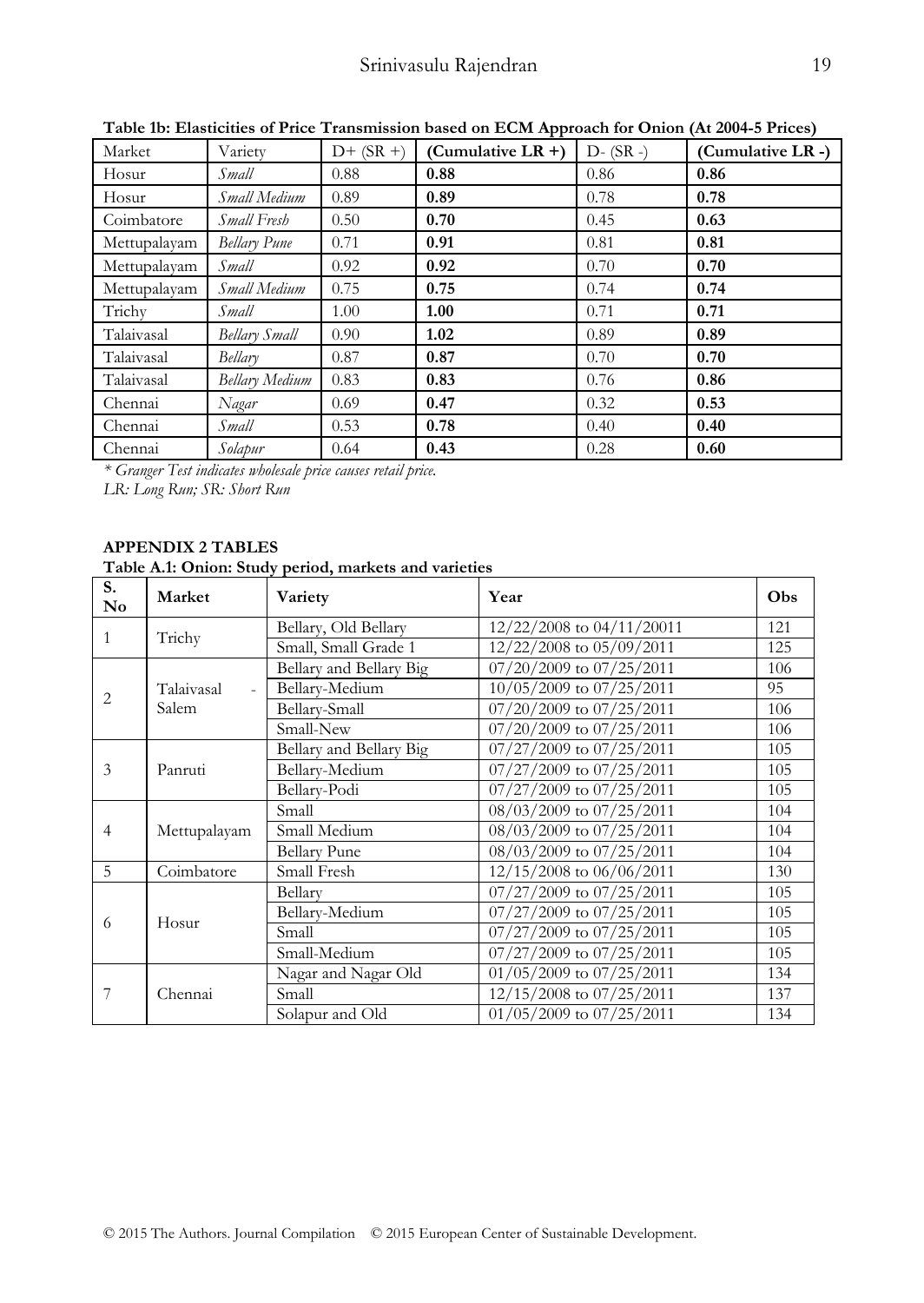**Table 1b: Elasticities of Price Transmission based on ECM Approach for Onion (At 2004-5 Prices)**

| Market | Variety | D+ (SR +) | **(Cumulative LR +)** | D- (SR -) | **(Cumulative LR -)** |
|---|---|---|---|---|---|
| Hosur | *Small* | 0.88 | **0.88** | 0.86 | **0.86** |
| Hosur | *Small Medium* | 0.89 | **0.89** | 0.78 | **0.78** |
| Coimbatore | *Small Fresh* | 0.50 | **0.70** | 0.45 | **0.63** |
| Mettupalayam | *Bellary Pune* | 0.71 | **0.91** | 0.81 | **0.81** |
| Mettupalayam | *Small* | 0.92 | **0.92** | 0.70 | **0.70** |
| Mettupalayam | *Small Medium* | 0.75 | **0.75** | 0.74 | **0.74** |
| Trichy | *Small* | 1.00 | **1.00** | 0.71 | **0.71** |
| Talaivasal | *Bellary Small* | 0.90 | **1.02** | 0.89 | **0.89** |
| Talaivasal | *Bellary* | 0.87 | **0.87** | 0.70 | **0.70** |
| Talaivasal | *Bellary Medium* | 0.83 | **0.83** | 0.76 | **0.86** |
| Chennai | *Nagar* | 0.69 | **0.47** | 0.32 | **0.53** |
| Chennai | *Small* | 0.53 | **0.78** | 0.40 | **0.40** |
| Chennai | *Solapur* | 0.64 | **0.43** | 0.28 | **0.60** |

*\* Granger Test indicates wholesale price causes retail price.*
*LR: Long Run; SR: Short Run*

## APPENDIX 2 TABLES

**Table A.1: Onion: Study period, markets and varieties**

| S. No | Market | Variety | Year | Obs |
|---|---|---|---|---|
| 1 | Trichy | Bellary, Old Bellary | 12/22/2008 to 04/11/20011 | 121 |
| | | Small, Small Grade 1 | 12/22/2008 to 05/09/2011 | 125 |
| 2 | Talaivasal - Salem | Bellary and Bellary Big | 07/20/2009 to 07/25/2011 | 106 |
| | | Bellary-Medium | 10/05/2009 to 07/25/2011 | 95 |
| | | Bellary-Small | 07/20/2009 to 07/25/2011 | 106 |
| | | Small-New | 07/20/2009 to 07/25/2011 | 106 |
| 3 | Panruti | Bellary and Bellary Big | 07/27/2009 to 07/25/2011 | 105 |
| | | Bellary-Medium | 07/27/2009 to 07/25/2011 | 105 |
| | | Bellary-Podi | 07/27/2009 to 07/25/2011 | 105 |
| 4 | Mettupalayam | Small | 08/03/2009 to 07/25/2011 | 104 |
| | | Small Medium | 08/03/2009 to 07/25/2011 | 104 |
| | | Bellary Pune | 08/03/2009 to 07/25/2011 | 104 |
| 5 | Coimbatore | Small Fresh | 12/15/2008 to 06/06/2011 | 130 |
| 6 | Hosur | Bellary | 07/27/2009 to 07/25/2011 | 105 |
| | | Bellary-Medium | 07/27/2009 to 07/25/2011 | 105 |
| | | Small | 07/27/2009 to 07/25/2011 | 105 |
| | | Small-Medium | 07/27/2009 to 07/25/2011 | 105 |
| 7 | Chennai | Nagar and Nagar Old | 01/05/2009 to 07/25/2011 | 134 |
| | | Small | 12/15/2008 to 07/25/2011 | 137 |
| | | Solapur and Old | 01/05/2009 to 07/25/2011 | 134 |

© 2015 The Authors. Journal Compilation © 2015 European Center of Sustainable Development.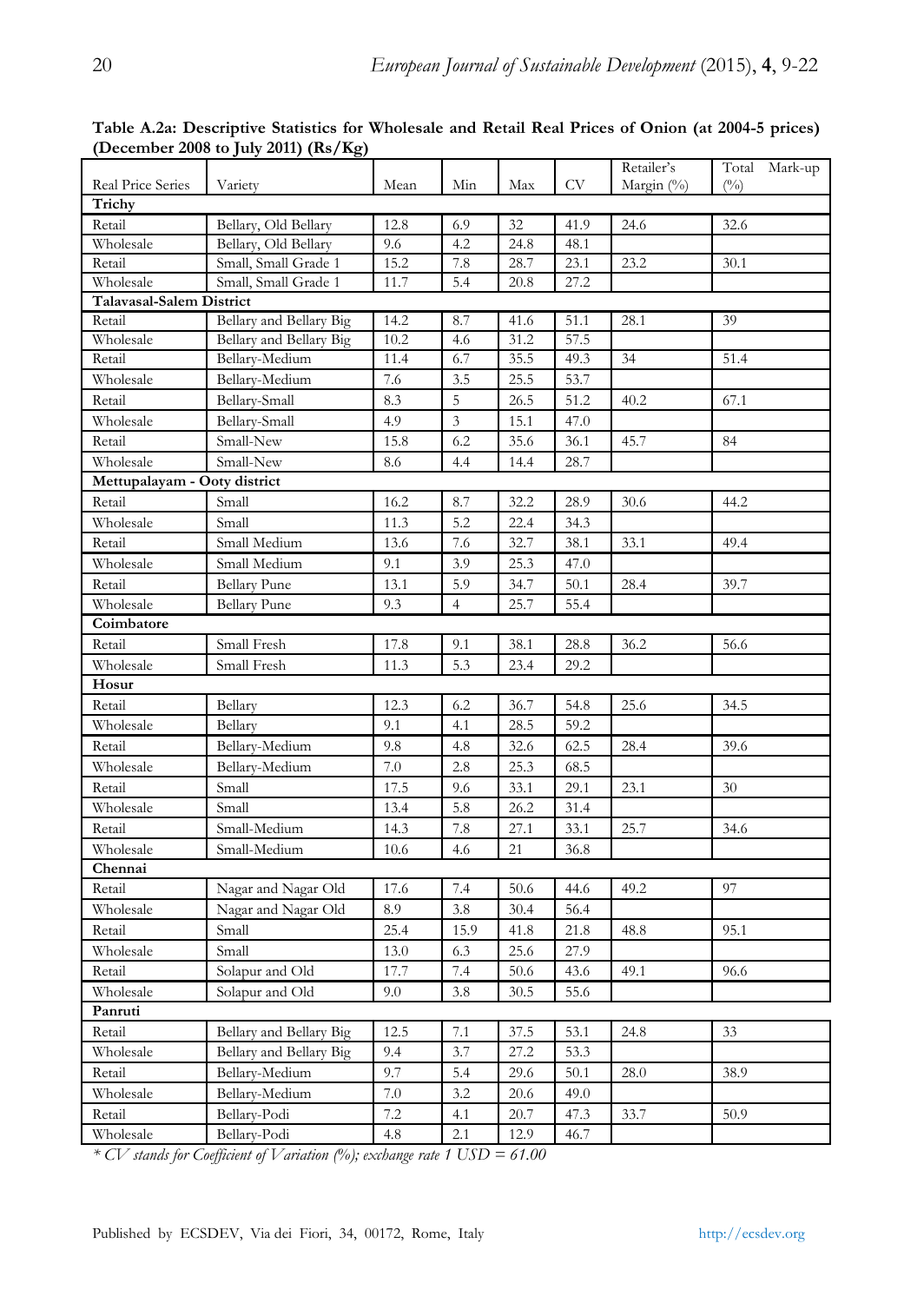**Table A.2a: Descriptive Statistics for Wholesale and Retail Real Prices of Onion (at 2004-5 prices) (December 2008 to July 2011) (Rs/Kg)**

| Real Price Series | Variety | Mean | Min | Max | CV | Retailer's Margin (%) | Total Mark-up (%) |
|---|---|---|---|---|---|---|---|
| **Trichy** | | | | | | | |
| Retail | Bellary, Old Bellary | 12.8 | 6.9 | 32 | 41.9 | 24.6 | 32.6 |
| Wholesale | Bellary, Old Bellary | 9.6 | 4.2 | 24.8 | 48.1 | | |
| Retail | Small, Small Grade 1 | 15.2 | 7.8 | 28.7 | 23.1 | 23.2 | 30.1 |
| Wholesale | Small, Small Grade 1 | 11.7 | 5.4 | 20.8 | 27.2 | | |
| **Talavasal-Salem District** | | | | | | | |
| Retail | Bellary and Bellary Big | 14.2 | 8.7 | 41.6 | 51.1 | 28.1 | 39 |
| Wholesale | Bellary and Bellary Big | 10.2 | 4.6 | 31.2 | 57.5 | | |
| Retail | Bellary-Medium | 11.4 | 6.7 | 35.5 | 49.3 | 34 | 51.4 |
| Wholesale | Bellary-Medium | 7.6 | 3.5 | 25.5 | 53.7 | | |
| Retail | Bellary-Small | 8.3 | 5 | 26.5 | 51.2 | 40.2 | 67.1 |
| Wholesale | Bellary-Small | 4.9 | 3 | 15.1 | 47.0 | | |
| Retail | Small-New | 15.8 | 6.2 | 35.6 | 36.1 | 45.7 | 84 |
| Wholesale | Small-New | 8.6 | 4.4 | 14.4 | 28.7 | | |
| **Mettupalayam - Ooty district** | | | | | | | |
| Retail | Small | 16.2 | 8.7 | 32.2 | 28.9 | 30.6 | 44.2 |
| Wholesale | Small | 11.3 | 5.2 | 22.4 | 34.3 | | |
| Retail | Small Medium | 13.6 | 7.6 | 32.7 | 38.1 | 33.1 | 49.4 |
| Wholesale | Small Medium | 9.1 | 3.9 | 25.3 | 47.0 | | |
| Retail | Bellary Pune | 13.1 | 5.9 | 34.7 | 50.1 | 28.4 | 39.7 |
| Wholesale | Bellary Pune | 9.3 | 4 | 25.7 | 55.4 | | |
| **Coimbatore** | | | | | | | |
| Retail | Small Fresh | 17.8 | 9.1 | 38.1 | 28.8 | 36.2 | 56.6 |
| Wholesale | Small Fresh | 11.3 | 5.3 | 23.4 | 29.2 | | |
| **Hosur** | | | | | | | |
| Retail | Bellary | 12.3 | 6.2 | 36.7 | 54.8 | 25.6 | 34.5 |
| Wholesale | Bellary | 9.1 | 4.1 | 28.5 | 59.2 | | |
| Retail | Bellary-Medium | 9.8 | 4.8 | 32.6 | 62.5 | 28.4 | 39.6 |
| Wholesale | Bellary-Medium | 7.0 | 2.8 | 25.3 | 68.5 | | |
| Retail | Small | 17.5 | 9.6 | 33.1 | 29.1 | 23.1 | 30 |
| Wholesale | Small | 13.4 | 5.8 | 26.2 | 31.4 | | |
| Retail | Small-Medium | 14.3 | 7.8 | 27.1 | 33.1 | 25.7 | 34.6 |
| Wholesale | Small-Medium | 10.6 | 4.6 | 21 | 36.8 | | |
| **Chennai** | | | | | | | |
| Retail | Nagar and Nagar Old | 17.6 | 7.4 | 50.6 | 44.6 | 49.2 | 97 |
| Wholesale | Nagar and Nagar Old | 8.9 | 3.8 | 30.4 | 56.4 | | |
| Retail | Small | 25.4 | 15.9 | 41.8 | 21.8 | 48.8 | 95.1 |
| Wholesale | Small | 13.0 | 6.3 | 25.6 | 27.9 | | |
| Retail | Solapur and Old | 17.7 | 7.4 | 50.6 | 43.6 | 49.1 | 96.6 |
| Wholesale | Solapur and Old | 9.0 | 3.8 | 30.5 | 55.6 | | |
| **Panruti** | | | | | | | |
| Retail | Bellary and Bellary Big | 12.5 | 7.1 | 37.5 | 53.1 | 24.8 | 33 |
| Wholesale | Bellary and Bellary Big | 9.4 | 3.7 | 27.2 | 53.3 | | |
| Retail | Bellary-Medium | 9.7 | 5.4 | 29.6 | 50.1 | 28.0 | 38.9 |
| Wholesale | Bellary-Medium | 7.0 | 3.2 | 20.6 | 49.0 | | |
| Retail | Bellary-Podi | 7.2 | 4.1 | 20.7 | 47.3 | 33.7 | 50.9 |
| Wholesale | Bellary-Podi | 4.8 | 2.1 | 12.9 | 46.7 | | |

*\* CV stands for Coefficient of Variation (%); exchange rate 1 USD = 61.00*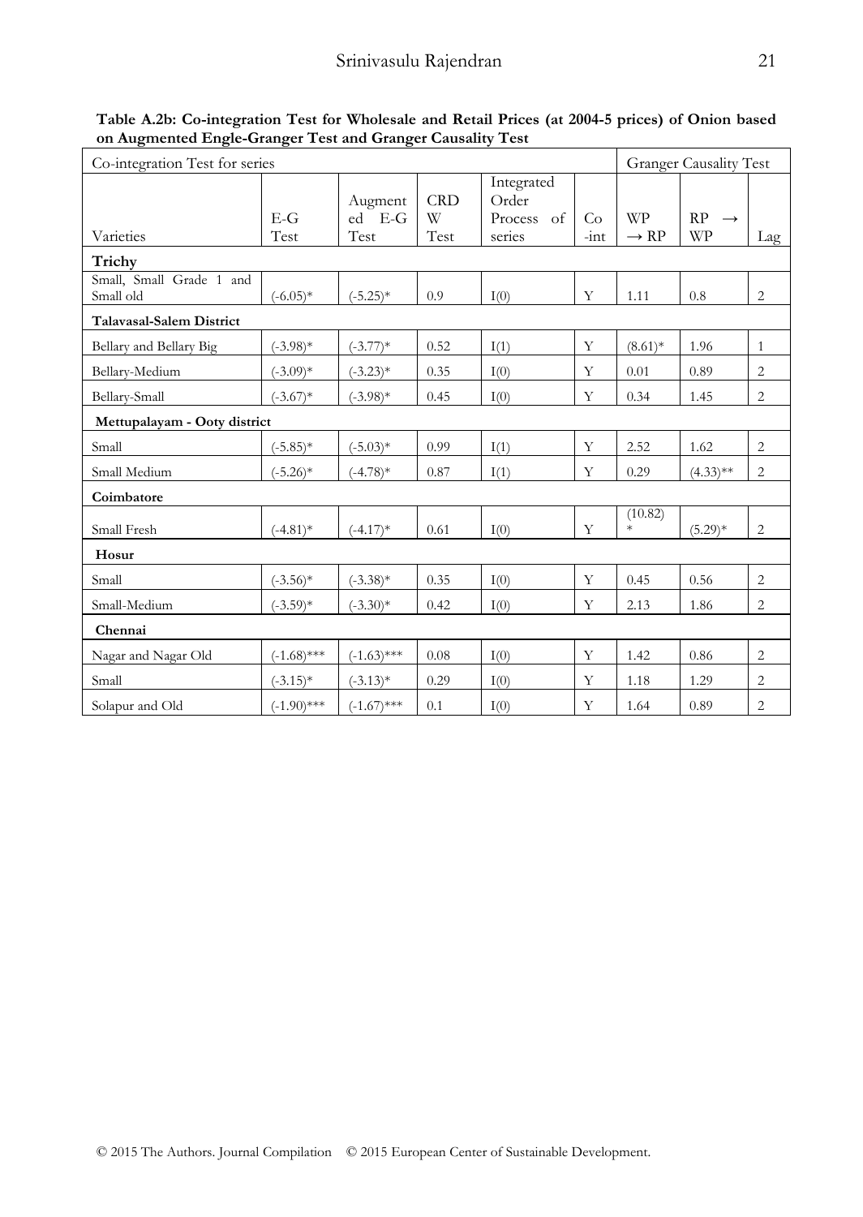**Table A.2b: Co-integration Test for Wholesale and Retail Prices (at 2004-5 prices) of Onion based on Augmented Engle-Granger Test and Granger Causality Test**

| Co-integration Test for series | | | | | | Granger Causality Test | | |
|---|---|---|---|---|---|---|---|---|
| Varieties | E-G Test | Augmented E-G Test | CRDW Test | Integrated Order Process of series | Co-int | WP → RP | RP → WP | Lag |
| **Trichy** | | | | | | | | |
| Small, Small Grade 1 and Small old | (-6.05)* | (-5.25)* | 0.9 | I(0) | Y | 1.11 | 0.8 | 2 |
| **Talavasal-Salem District** | | | | | | | | |
| Bellary and Bellary Big | (-3.98)* | (-3.77)* | 0.52 | I(1) | Y | (8.61)* | 1.96 | 1 |
| Bellary-Medium | (-3.09)* | (-3.23)* | 0.35 | I(0) | Y | 0.01 | 0.89 | 2 |
| Bellary-Small | (-3.67)* | (-3.98)* | 0.45 | I(0) | Y | 0.34 | 1.45 | 2 |
| **Mettupalayam - Ooty district** | | | | | | | | |
| Small | (-5.85)* | (-5.03)* | 0.99 | I(1) | Y | 2.52 | 1.62 | 2 |
| Small Medium | (-5.26)* | (-4.78)* | 0.87 | I(1) | Y | 0.29 | (4.33)** | 2 |
| **Coimbatore** | | | | | | | | |
| Small Fresh | (-4.81)* | (-4.17)* | 0.61 | I(0) | Y | (10.82)* | (5.29)* | 2 |
| **Hosur** | | | | | | | | |
| Small | (-3.56)* | (-3.38)* | 0.35 | I(0) | Y | 0.45 | 0.56 | 2 |
| Small-Medium | (-3.59)* | (-3.30)* | 0.42 | I(0) | Y | 2.13 | 1.86 | 2 |
| **Chennai** | | | | | | | | |
| Nagar and Nagar Old | (-1.68)*** | (-1.63)*** | 0.08 | I(0) | Y | 1.42 | 0.86 | 2 |
| Small | (-3.15)* | (-3.13)* | 0.29 | I(0) | Y | 1.18 | 1.29 | 2 |
| Solapur and Old | (-1.90)*** | (-1.67)*** | 0.1 | I(0) | Y | 1.64 | 0.89 | 2 |